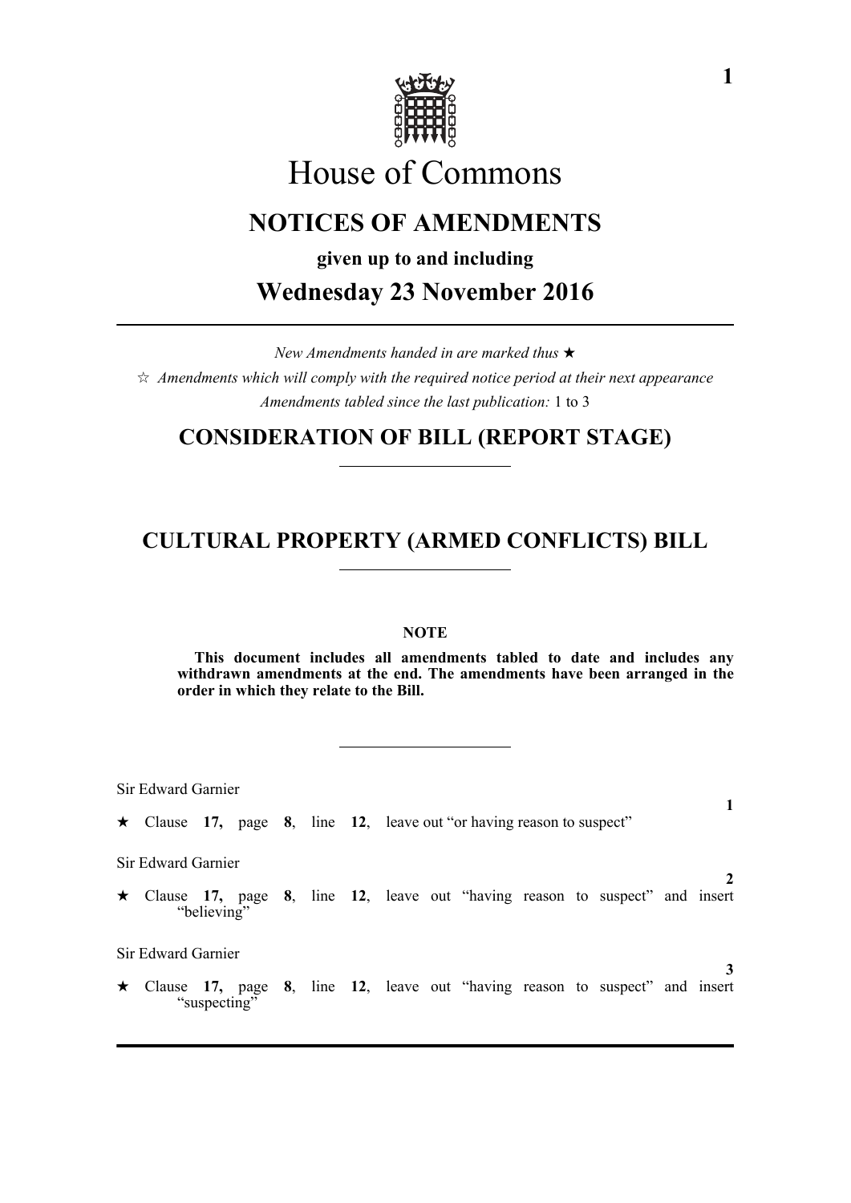# House of Commons

## NOTICES OF AMENDMENTS

**given up to and including**

## Wednesday 23 November 2016

*New Amendments handed in are marked thus* ★

☆ *Amendments which will comply with the required notice period at their next appearance*

*Amendments tabled since the last publication:* 1 to 3

## CONSIDERATION OF BILL (REPORT STAGE)

## CULTURAL PROPERTY (ARMED CONFLICTS) BILL

**NOTE**

**This document includes all amendments tabled to date and includes any withdrawn amendments at the end. The amendments have been arranged in the order in which they relate to the Bill.**

Sir Edward Garnier

**1**

★ Clause **17,** page **8**, line **12**, leave out "or having reason to suspect"

Sir Edward Garnier

**2**

★ Clause **17,** page **8**, line **12**, leave out "having reason to suspect" and insert "believing"

Sir Edward Garnier

**3**

★ Clause **17,** page **8**, line **12**, leave out "having reason to suspect" and insert "suspecting"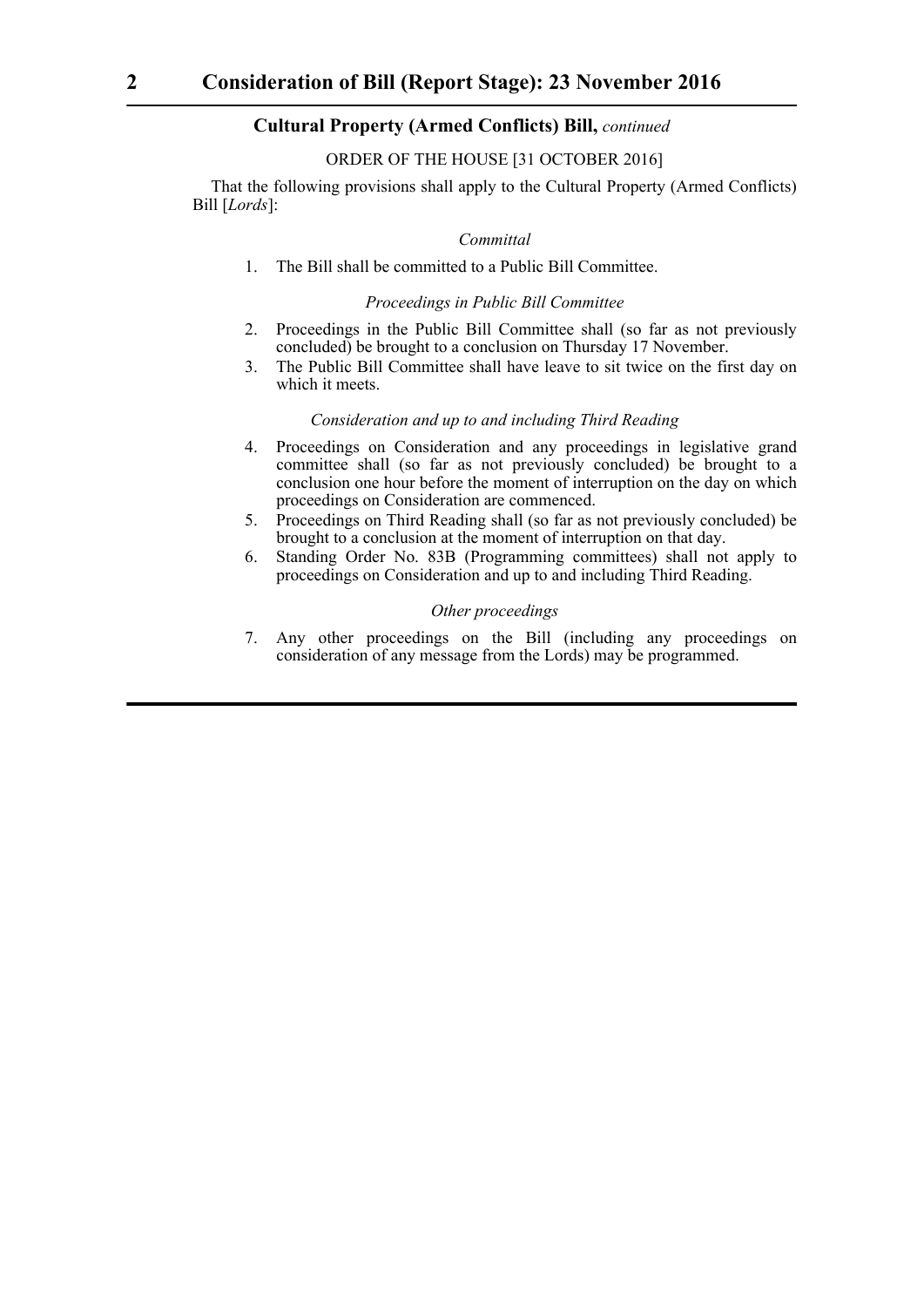## Cultural Property (Armed Conflicts) Bill, *continued*

ORDER OF THE HOUSE [31 OCTOBER 2016]

That the following provisions shall apply to the Cultural Property (Armed Conflicts) Bill [*Lords*]:

*Committal*

1. The Bill shall be committed to a Public Bill Committee.

*Proceedings in Public Bill Committee*

2. Proceedings in the Public Bill Committee shall (so far as not previously concluded) be brought to a conclusion on Thursday 17 November.
3. The Public Bill Committee shall have leave to sit twice on the first day on which it meets.

*Consideration and up to and including Third Reading*

4. Proceedings on Consideration and any proceedings in legislative grand committee shall (so far as not previously concluded) be brought to a conclusion one hour before the moment of interruption on the day on which proceedings on Consideration are commenced.
5. Proceedings on Third Reading shall (so far as not previously concluded) be brought to a conclusion at the moment of interruption on that day.
6. Standing Order No. 83B (Programming committees) shall not apply to proceedings on Consideration and up to and including Third Reading.

*Other proceedings*

7. Any other proceedings on the Bill (including any proceedings on consideration of any message from the Lords) may be programmed.